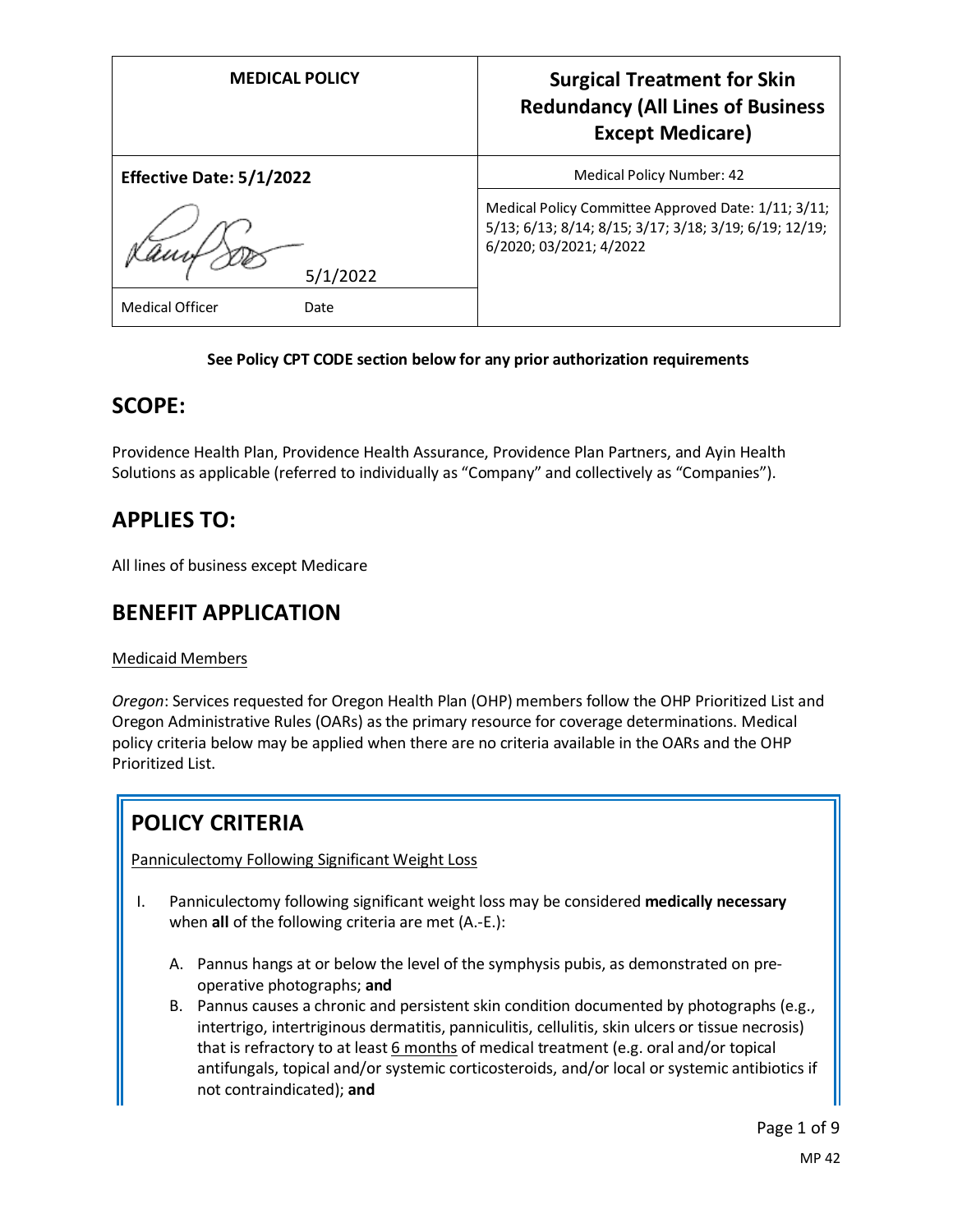| MEDICAL POLICY | Surgical Treatment for Skin Redundancy (All Lines of Business Except Medicare) |
|---|---|
| **Effective Date: 5/1/2022** | Medical Policy Number: 42 |
| 5/1/2022 | Medical Policy Committee Approved Date: 1/11; 3/11; 5/13; 6/13; 8/14; 8/15; 3/17; 3/18; 3/19; 6/19; 12/19; 6/2020; 03/2021; 4/2022 |
| Medical Officer Date | |

**See Policy CPT CODE section below for any prior authorization requirements**

## SCOPE:

Providence Health Plan, Providence Health Assurance, Providence Plan Partners, and Ayin Health Solutions as applicable (referred to individually as "Company" and collectively as "Companies").

## APPLIES TO:

All lines of business except Medicare

## BENEFIT APPLICATION

Medicaid Members

*Oregon*: Services requested for Oregon Health Plan (OHP) members follow the OHP Prioritized List and Oregon Administrative Rules (OARs) as the primary resource for coverage determinations. Medical policy criteria below may be applied when there are no criteria available in the OARs and the OHP Prioritized List.

## POLICY CRITERIA

Panniculectomy Following Significant Weight Loss

I. Panniculectomy following significant weight loss may be considered **medically necessary** when **all** of the following criteria are met (A.-E.):

   A. Pannus hangs at or below the level of the symphysis pubis, as demonstrated on pre-operative photographs; **and**
   B. Pannus causes a chronic and persistent skin condition documented by photographs (e.g., intertrigo, intertriginous dermatitis, panniculitis, cellulitis, skin ulcers or tissue necrosis) that is refractory to at least 6 months of medical treatment (e.g. oral and/or topical antifungals, topical and/or systemic corticosteroids, and/or local or systemic antibiotics if not contraindicated); **and**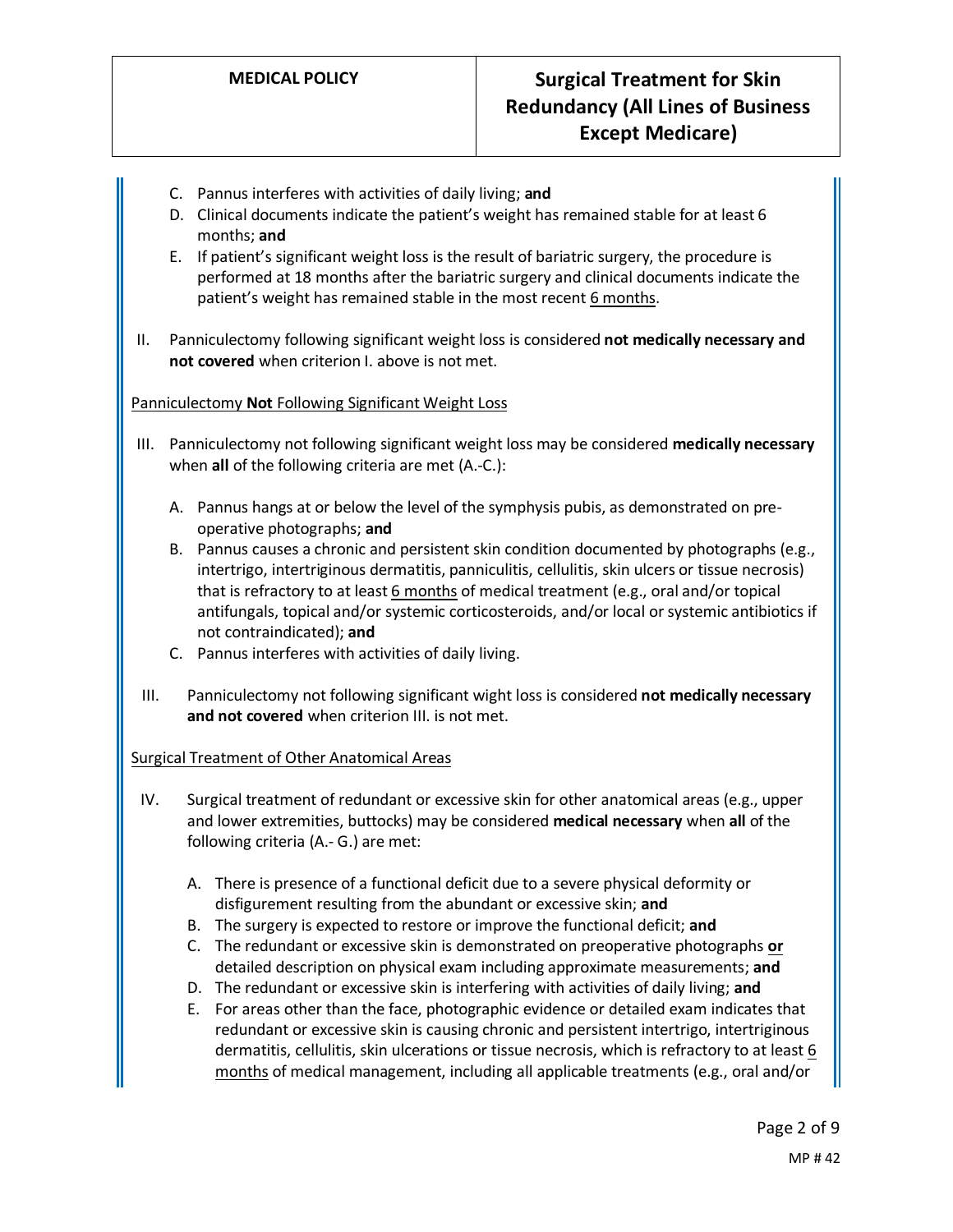C. Pannus interferes with activities of daily living; **and**

D. Clinical documents indicate the patient's weight has remained stable for at least 6 months; **and**

E. If patient's significant weight loss is the result of bariatric surgery, the procedure is performed at 18 months after the bariatric surgery and clinical documents indicate the patient's weight has remained stable in the most recent 6 months.

II. Panniculectomy following significant weight loss is considered **not medically necessary and not covered** when criterion I. above is not met.

Panniculectomy **Not** Following Significant Weight Loss

III. Panniculectomy not following significant weight loss may be considered **medically necessary** when **all** of the following criteria are met (A.-C.):

A. Pannus hangs at or below the level of the symphysis pubis, as demonstrated on pre-operative photographs; **and**

B. Pannus causes a chronic and persistent skin condition documented by photographs (e.g., intertrigo, intertriginous dermatitis, panniculitis, cellulitis, skin ulcers or tissue necrosis) that is refractory to at least 6 months of medical treatment (e.g., oral and/or topical antifungals, topical and/or systemic corticosteroids, and/or local or systemic antibiotics if not contraindicated); **and**

C. Pannus interferes with activities of daily living.

III. Panniculectomy not following significant wight loss is considered **not medically necessary and not covered** when criterion III. is not met.

Surgical Treatment of Other Anatomical Areas

IV. Surgical treatment of redundant or excessive skin for other anatomical areas (e.g., upper and lower extremities, buttocks) may be considered **medical necessary** when **all** of the following criteria (A.- G.) are met:

A. There is presence of a functional deficit due to a severe physical deformity or disfigurement resulting from the abundant or excessive skin; **and**

B. The surgery is expected to restore or improve the functional deficit; **and**

C. The redundant or excessive skin is demonstrated on preoperative photographs **or** detailed description on physical exam including approximate measurements; **and**

D. The redundant or excessive skin is interfering with activities of daily living; **and**

E. For areas other than the face, photographic evidence or detailed exam indicates that redundant or excessive skin is causing chronic and persistent intertrigo, intertriginous dermatitis, cellulitis, skin ulcerations or tissue necrosis, which is refractory to at least 6 months of medical management, including all applicable treatments (e.g., oral and/or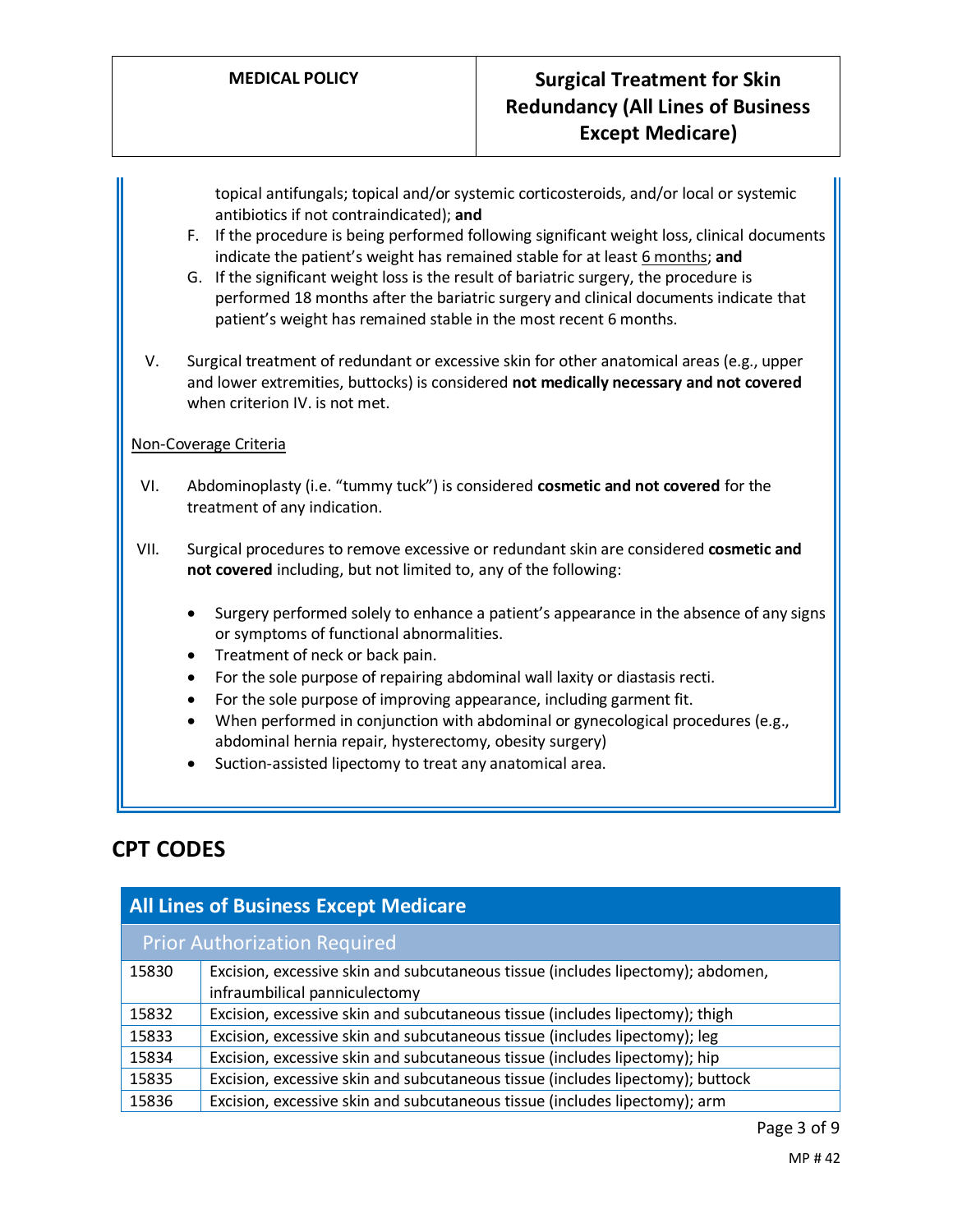topical antifungals; topical and/or systemic corticosteroids, and/or local or systemic antibiotics if not contraindicated); **and**

F. If the procedure is being performed following significant weight loss, clinical documents indicate the patient's weight has remained stable for at least 6 months; **and**
G. If the significant weight loss is the result of bariatric surgery, the procedure is performed 18 months after the bariatric surgery and clinical documents indicate that patient's weight has remained stable in the most recent 6 months.

V. Surgical treatment of redundant or excessive skin for other anatomical areas (e.g., upper and lower extremities, buttocks) is considered **not medically necessary and not covered** when criterion IV. is not met.

Non-Coverage Criteria

VI. Abdominoplasty (i.e. "tummy tuck") is considered **cosmetic and not covered** for the treatment of any indication.

VII. Surgical procedures to remove excessive or redundant skin are considered **cosmetic and not covered** including, but not limited to, any of the following:

- Surgery performed solely to enhance a patient's appearance in the absence of any signs or symptoms of functional abnormalities.
- Treatment of neck or back pain.
- For the sole purpose of repairing abdominal wall laxity or diastasis recti.
- For the sole purpose of improving appearance, including garment fit.
- When performed in conjunction with abdominal or gynecological procedures (e.g., abdominal hernia repair, hysterectomy, obesity surgery)
- Suction-assisted lipectomy to treat any anatomical area.

## CPT CODES

| All Lines of Business Except Medicare | |
|---|---|
| Prior Authorization Required | |
| 15830 | Excision, excessive skin and subcutaneous tissue (includes lipectomy); abdomen, infraumbilical panniculectomy |
| 15832 | Excision, excessive skin and subcutaneous tissue (includes lipectomy); thigh |
| 15833 | Excision, excessive skin and subcutaneous tissue (includes lipectomy); leg |
| 15834 | Excision, excessive skin and subcutaneous tissue (includes lipectomy); hip |
| 15835 | Excision, excessive skin and subcutaneous tissue (includes lipectomy); buttock |
| 15836 | Excision, excessive skin and subcutaneous tissue (includes lipectomy); arm |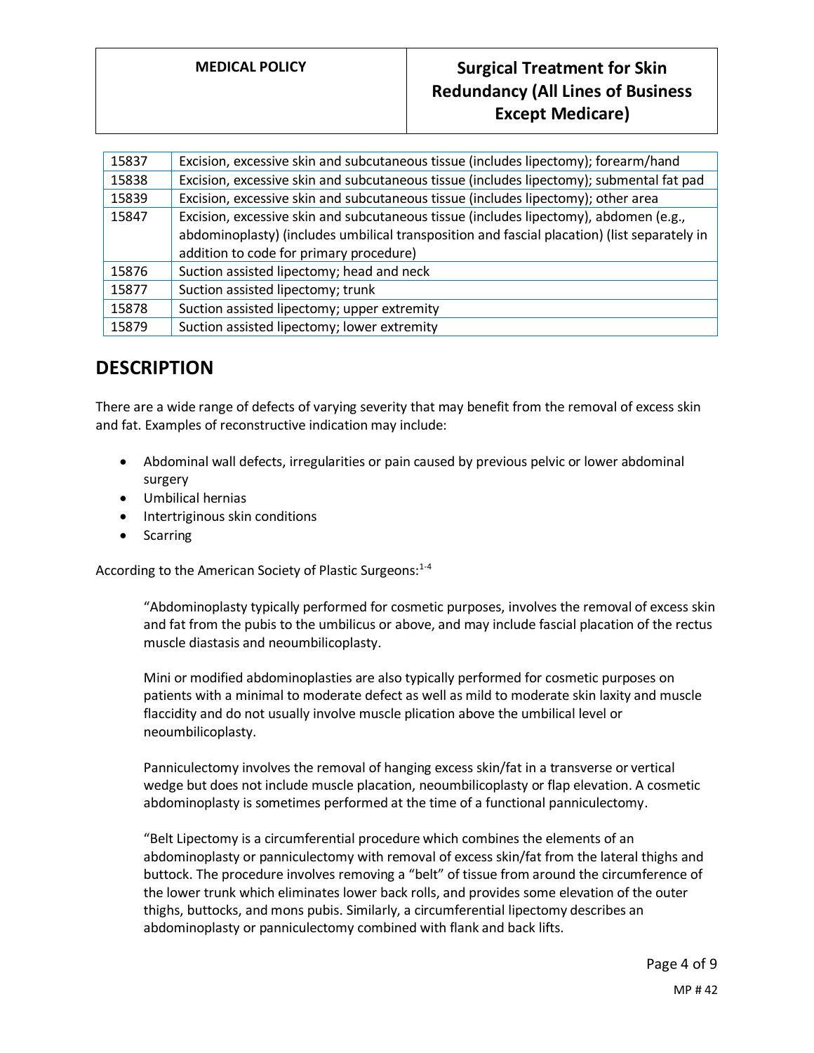| 15837 | Excision, excessive skin and subcutaneous tissue (includes lipectomy); forearm/hand |
|---|---|
| 15838 | Excision, excessive skin and subcutaneous tissue (includes lipectomy); submental fat pad |
| 15839 | Excision, excessive skin and subcutaneous tissue (includes lipectomy); other area |
| 15847 | Excision, excessive skin and subcutaneous tissue (includes lipectomy), abdomen (e.g., abdominoplasty) (includes umbilical transposition and fascial placation) (list separately in addition to code for primary procedure) |
| 15876 | Suction assisted lipectomy; head and neck |
| 15877 | Suction assisted lipectomy; trunk |
| 15878 | Suction assisted lipectomy; upper extremity |
| 15879 | Suction assisted lipectomy; lower extremity |

## DESCRIPTION

There are a wide range of defects of varying severity that may benefit from the removal of excess skin and fat. Examples of reconstructive indication may include:

- Abdominal wall defects, irregularities or pain caused by previous pelvic or lower abdominal surgery
- Umbilical hernias
- Intertriginous skin conditions
- Scarring

According to the American Society of Plastic Surgeons:[1-4]

> "Abdominoplasty typically performed for cosmetic purposes, involves the removal of excess skin and fat from the pubis to the umbilicus or above, and may include fascial placation of the rectus muscle diastasis and neoumbilicoplasty.
>
> Mini or modified abdominoplasties are also typically performed for cosmetic purposes on patients with a minimal to moderate defect as well as mild to moderate skin laxity and muscle flaccidity and do not usually involve muscle plication above the umbilical level or neoumbilicoplasty.
>
> Panniculectomy involves the removal of hanging excess skin/fat in a transverse or vertical wedge but does not include muscle placation, neoumbilicoplasty or flap elevation. A cosmetic abdominoplasty is sometimes performed at the time of a functional panniculectomy.
>
> "Belt Lipectomy is a circumferential procedure which combines the elements of an abdominoplasty or panniculectomy with removal of excess skin/fat from the lateral thighs and buttock. The procedure involves removing a "belt" of tissue from around the circumference of the lower trunk which eliminates lower back rolls, and provides some elevation of the outer thighs, buttocks, and mons pubis. Similarly, a circumferential lipectomy describes an abdominoplasty or panniculectomy combined with flank and back lifts.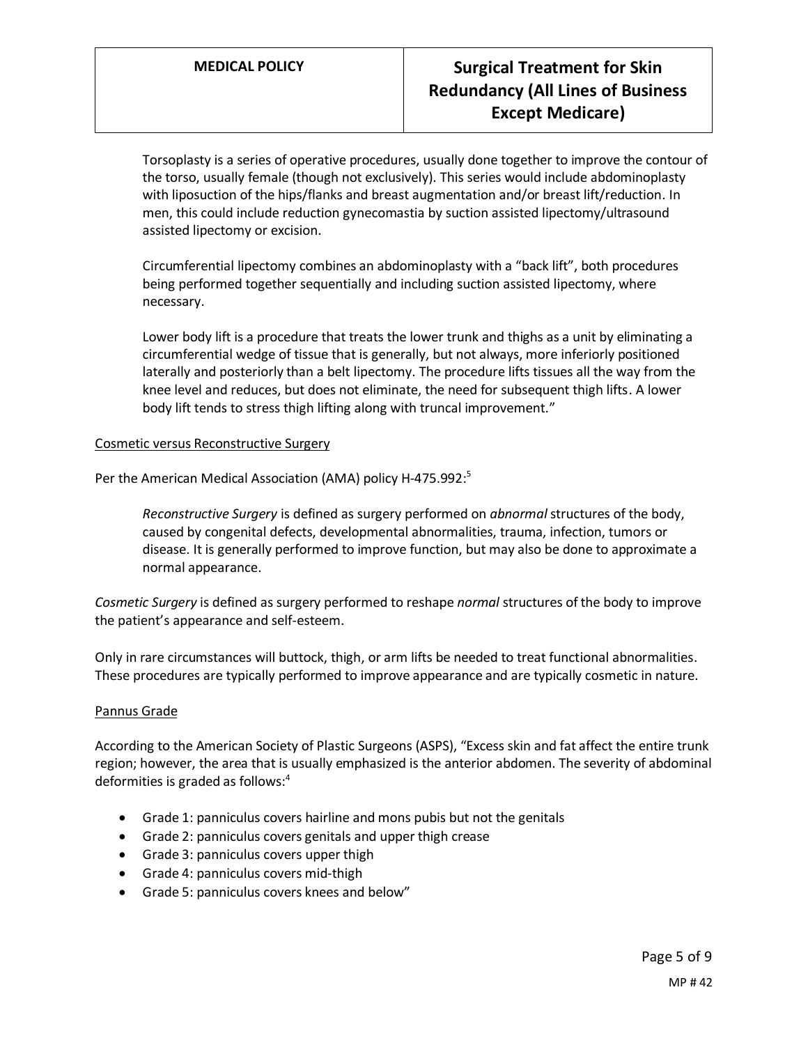Torsoplasty is a series of operative procedures, usually done together to improve the contour of the torso, usually female (though not exclusively). This series would include abdominoplasty with liposuction of the hips/flanks and breast augmentation and/or breast lift/reduction. In men, this could include reduction gynecomastia by suction assisted lipectomy/ultrasound assisted lipectomy or excision.

Circumferential lipectomy combines an abdominoplasty with a "back lift", both procedures being performed together sequentially and including suction assisted lipectomy, where necessary.

Lower body lift is a procedure that treats the lower trunk and thighs as a unit by eliminating a circumferential wedge of tissue that is generally, but not always, more inferiorly positioned laterally and posteriorly than a belt lipectomy. The procedure lifts tissues all the way from the knee level and reduces, but does not eliminate, the need for subsequent thigh lifts. A lower body lift tends to stress thigh lifting along with truncal improvement."

Cosmetic versus Reconstructive Surgery

Per the American Medical Association (AMA) policy H-475.992:[5]

*Reconstructive Surgery* is defined as surgery performed on *abnormal* structures of the body, caused by congenital defects, developmental abnormalities, trauma, infection, tumors or disease. It is generally performed to improve function, but may also be done to approximate a normal appearance.

*Cosmetic Surgery* is defined as surgery performed to reshape *normal* structures of the body to improve the patient's appearance and self-esteem.

Only in rare circumstances will buttock, thigh, or arm lifts be needed to treat functional abnormalities. These procedures are typically performed to improve appearance and are typically cosmetic in nature.

Pannus Grade

According to the American Society of Plastic Surgeons (ASPS), "Excess skin and fat affect the entire trunk region; however, the area that is usually emphasized is the anterior abdomen. The severity of abdominal deformities is graded as follows:[4]

- Grade 1: panniculus covers hairline and mons pubis but not the genitals
- Grade 2: panniculus covers genitals and upper thigh crease
- Grade 3: panniculus covers upper thigh
- Grade 4: panniculus covers mid-thigh
- Grade 5: panniculus covers knees and below"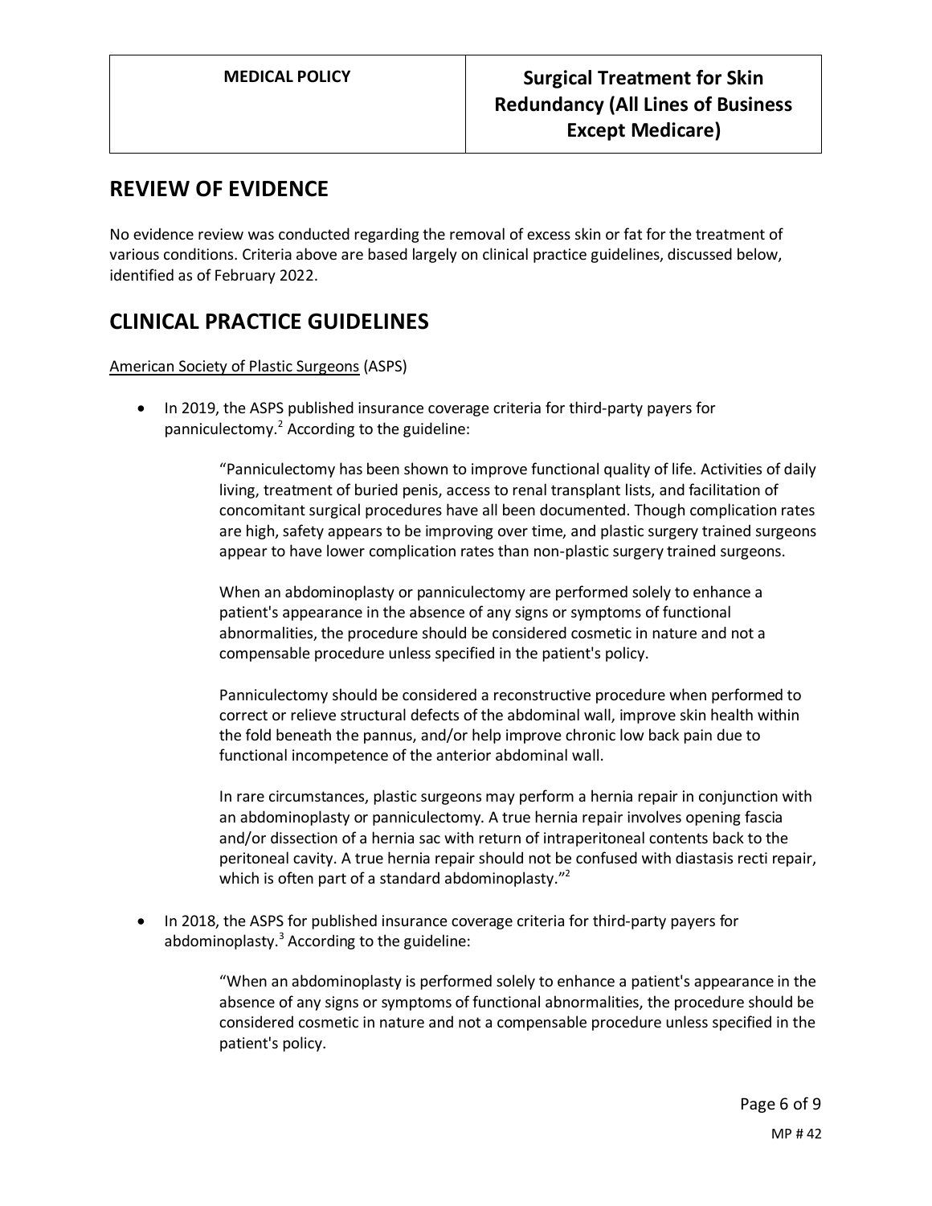## REVIEW OF EVIDENCE

No evidence review was conducted regarding the removal of excess skin or fat for the treatment of various conditions. Criteria above are based largely on clinical practice guidelines, discussed below, identified as of February 2022.

## CLINICAL PRACTICE GUIDELINES

American Society of Plastic Surgeons (ASPS)

- In 2019, the ASPS published insurance coverage criteria for third-party payers for panniculectomy.[2] According to the guideline:

  > "Panniculectomy has been shown to improve functional quality of life. Activities of daily living, treatment of buried penis, access to renal transplant lists, and facilitation of concomitant surgical procedures have all been documented. Though complication rates are high, safety appears to be improving over time, and plastic surgery trained surgeons appear to have lower complication rates than non-plastic surgery trained surgeons.
  >
  > When an abdominoplasty or panniculectomy are performed solely to enhance a patient's appearance in the absence of any signs or symptoms of functional abnormalities, the procedure should be considered cosmetic in nature and not a compensable procedure unless specified in the patient's policy.
  >
  > Panniculectomy should be considered a reconstructive procedure when performed to correct or relieve structural defects of the abdominal wall, improve skin health within the fold beneath the pannus, and/or help improve chronic low back pain due to functional incompetence of the anterior abdominal wall.
  >
  > In rare circumstances, plastic surgeons may perform a hernia repair in conjunction with an abdominoplasty or panniculectomy. A true hernia repair involves opening fascia and/or dissection of a hernia sac with return of intraperitoneal contents back to the peritoneal cavity. A true hernia repair should not be confused with diastasis recti repair, which is often part of a standard abdominoplasty."[2]

- In 2018, the ASPS for published insurance coverage criteria for third-party payers for abdominoplasty.[3] According to the guideline:

  > "When an abdominoplasty is performed solely to enhance a patient's appearance in the absence of any signs or symptoms of functional abnormalities, the procedure should be considered cosmetic in nature and not a compensable procedure unless specified in the patient's policy.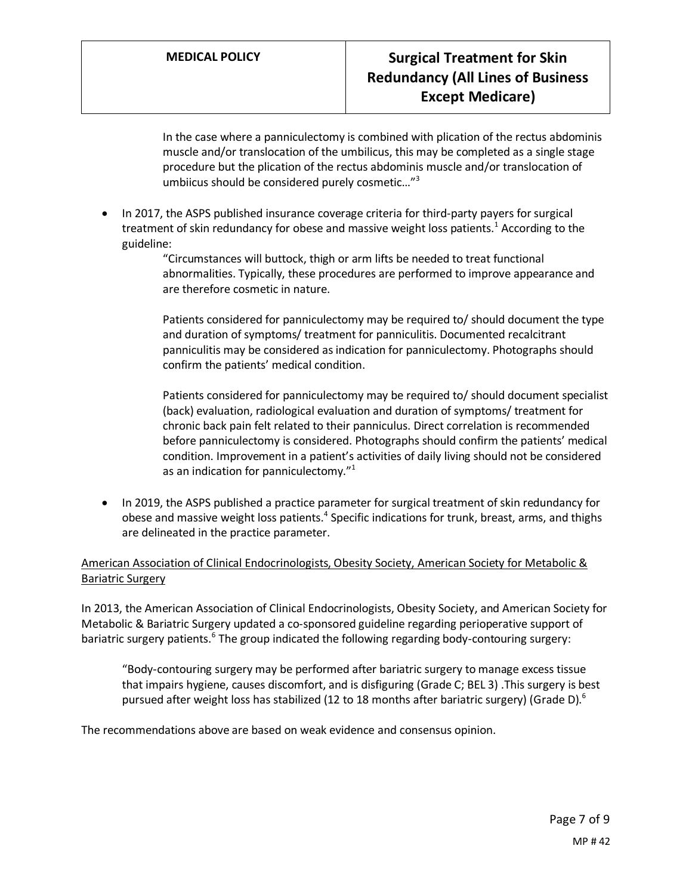> In the case where a panniculectomy is combined with plication of the rectus abdominis muscle and/or translocation of the umbilicus, this may be completed as a single stage procedure but the plication of the rectus abdominis muscle and/or translocation of umbiicus should be considered purely cosmetic…"[3]

- In 2017, the ASPS published insurance coverage criteria for third-party payers for surgical treatment of skin redundancy for obese and massive weight loss patients.[1] According to the guideline:

  > "Circumstances will buttock, thigh or arm lifts be needed to treat functional abnormalities. Typically, these procedures are performed to improve appearance and are therefore cosmetic in nature.
  >
  > Patients considered for panniculectomy may be required to/ should document the type and duration of symptoms/ treatment for panniculitis. Documented recalcitrant panniculitis may be considered as indication for panniculectomy. Photographs should confirm the patients' medical condition.
  >
  > Patients considered for panniculectomy may be required to/ should document specialist (back) evaluation, radiological evaluation and duration of symptoms/ treatment for chronic back pain felt related to their panniculus. Direct correlation is recommended before panniculectomy is considered. Photographs should confirm the patients' medical condition. Improvement in a patient's activities of daily living should not be considered as an indication for panniculectomy."[1]

- In 2019, the ASPS published a practice parameter for surgical treatment of skin redundancy for obese and massive weight loss patients.[4] Specific indications for trunk, breast, arms, and thighs are delineated in the practice parameter.

<u>American Association of Clinical Endocrinologists, Obesity Society, American Society for Metabolic & Bariatric Surgery</u>

In 2013, the American Association of Clinical Endocrinologists, Obesity Society, and American Society for Metabolic & Bariatric Surgery updated a co-sponsored guideline regarding perioperative support of bariatric surgery patients.[6] The group indicated the following regarding body-contouring surgery:

> "Body-contouring surgery may be performed after bariatric surgery to manage excess tissue that impairs hygiene, causes discomfort, and is disfiguring (Grade C; BEL 3) .This surgery is best pursued after weight loss has stabilized (12 to 18 months after bariatric surgery) (Grade D).[6]

The recommendations above are based on weak evidence and consensus opinion.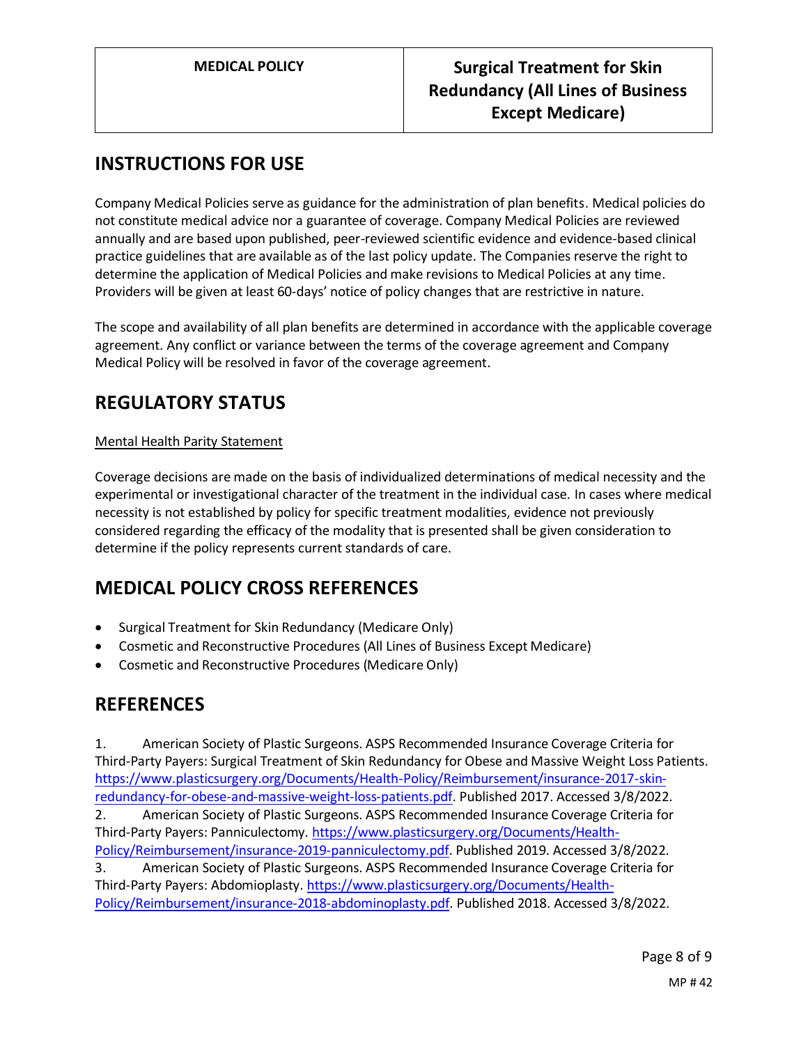## INSTRUCTIONS FOR USE

Company Medical Policies serve as guidance for the administration of plan benefits. Medical policies do not constitute medical advice nor a guarantee of coverage. Company Medical Policies are reviewed annually and are based upon published, peer-reviewed scientific evidence and evidence-based clinical practice guidelines that are available as of the last policy update. The Companies reserve the right to determine the application of Medical Policies and make revisions to Medical Policies at any time. Providers will be given at least 60-days' notice of policy changes that are restrictive in nature.

The scope and availability of all plan benefits are determined in accordance with the applicable coverage agreement. Any conflict or variance between the terms of the coverage agreement and Company Medical Policy will be resolved in favor of the coverage agreement.

## REGULATORY STATUS

Mental Health Parity Statement

Coverage decisions are made on the basis of individualized determinations of medical necessity and the experimental or investigational character of the treatment in the individual case. In cases where medical necessity is not established by policy for specific treatment modalities, evidence not previously considered regarding the efficacy of the modality that is presented shall be given consideration to determine if the policy represents current standards of care.

## MEDICAL POLICY CROSS REFERENCES

- Surgical Treatment for Skin Redundancy (Medicare Only)
- Cosmetic and Reconstructive Procedures (All Lines of Business Except Medicare)
- Cosmetic and Reconstructive Procedures (Medicare Only)

## REFERENCES

1. American Society of Plastic Surgeons. ASPS Recommended Insurance Coverage Criteria for Third-Party Payers: Surgical Treatment of Skin Redundancy for Obese and Massive Weight Loss Patients. https://www.plasticsurgery.org/Documents/Health-Policy/Reimbursement/insurance-2017-skin-redundancy-for-obese-and-massive-weight-loss-patients.pdf. Published 2017. Accessed 3/8/2022.
2. American Society of Plastic Surgeons. ASPS Recommended Insurance Coverage Criteria for Third-Party Payers: Panniculectomy. https://www.plasticsurgery.org/Documents/Health-Policy/Reimbursement/insurance-2019-panniculectomy.pdf. Published 2019. Accessed 3/8/2022.
3. American Society of Plastic Surgeons. ASPS Recommended Insurance Coverage Criteria for Third-Party Payers: Abdominoplasty. https://www.plasticsurgery.org/Documents/Health-Policy/Reimbursement/insurance-2018-abdominoplasty.pdf. Published 2018. Accessed 3/8/2022.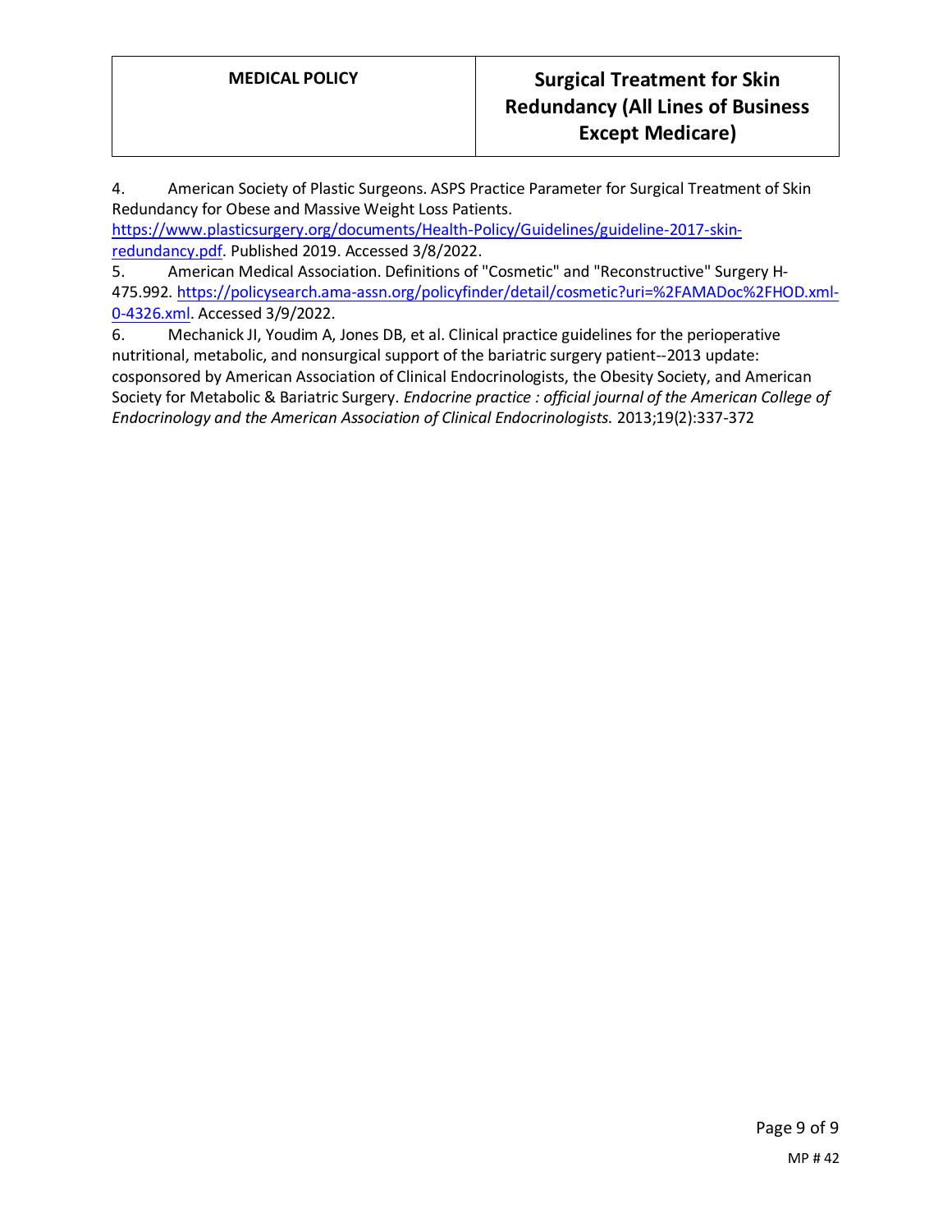4. American Society of Plastic Surgeons. ASPS Practice Parameter for Surgical Treatment of Skin Redundancy for Obese and Massive Weight Loss Patients. https://www.plasticsurgery.org/documents/Health-Policy/Guidelines/guideline-2017-skin-redundancy.pdf. Published 2019. Accessed 3/8/2022.
5. American Medical Association. Definitions of "Cosmetic" and "Reconstructive" Surgery H-475.992. https://policysearch.ama-assn.org/policyfinder/detail/cosmetic?uri=%2FAMADoc%2FHOD.xml-0-4326.xml. Accessed 3/9/2022.
6. Mechanick JI, Youdim A, Jones DB, et al. Clinical practice guidelines for the perioperative nutritional, metabolic, and nonsurgical support of the bariatric surgery patient--2013 update: cosponsored by American Association of Clinical Endocrinologists, the Obesity Society, and American Society for Metabolic & Bariatric Surgery. *Endocrine practice : official journal of the American College of Endocrinology and the American Association of Clinical Endocrinologists.* 2013;19(2):337-372